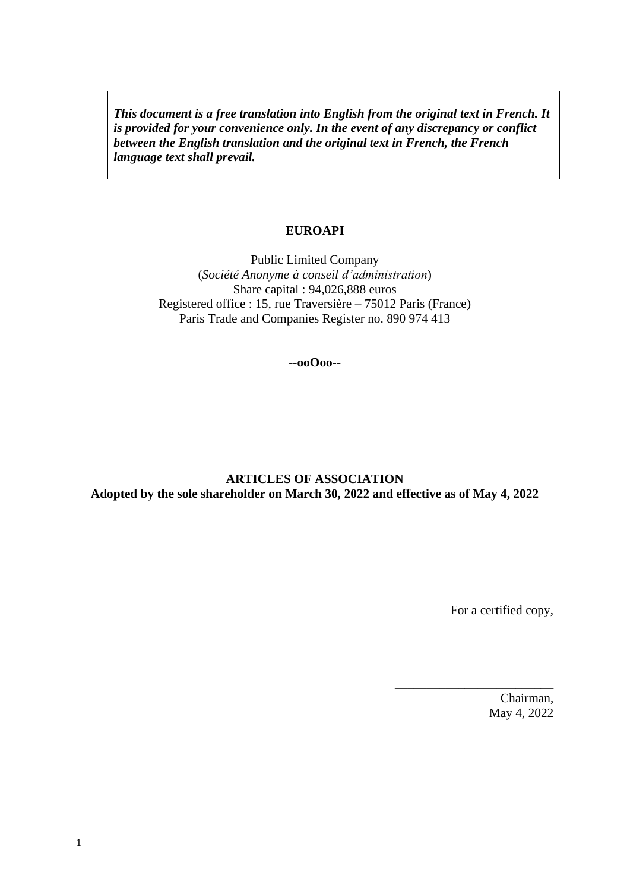***This document is a free translation into English from the original text in French. It is provided for your convenience only. In the event of any discrepancy or conflict between the English translation and the original text in French, the French language text shall prevail.***

**EUROAPI**

Public Limited Company
(*Société Anonyme à conseil d'administration*)
Share capital : 94,026,888 euros
Registered office : 15, rue Traversière – 75012 Paris (France)
Paris Trade and Companies Register no. 890 974 413

**--ooOoo--**

# ARTICLES OF ASSOCIATION

**Adopted by the sole shareholder on March 30, 2022 and effective as of May 4, 2022**

For a certified copy,

_________________________

Chairman,
May 4, 2022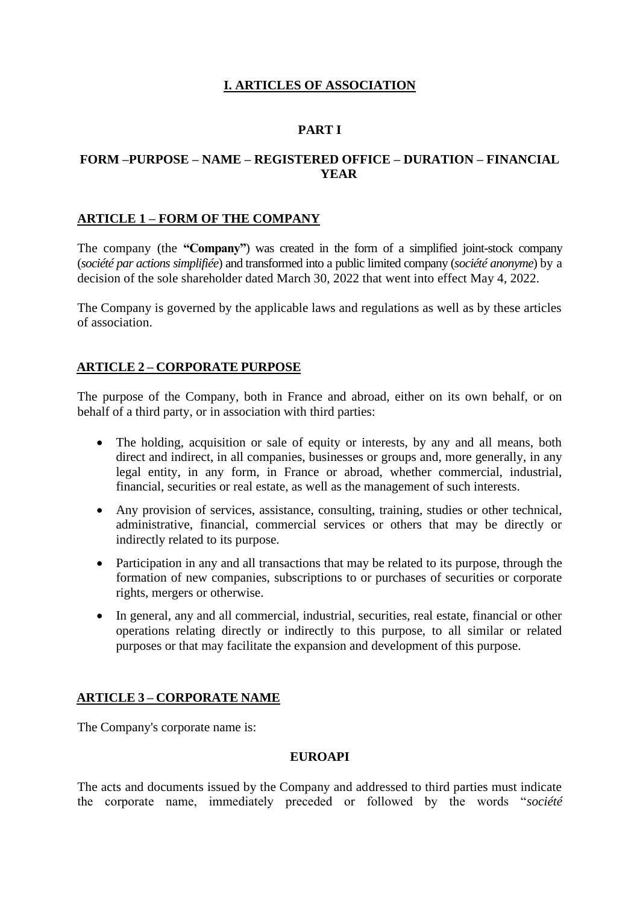# I. ARTICLES OF ASSOCIATION

## PART I

## FORM –PURPOSE – NAME – REGISTERED OFFICE – DURATION – FINANCIAL YEAR

### ARTICLE 1 – FORM OF THE COMPANY

The company (the **"Company"**) was created in the form of a simplified joint-stock company (*société par actions simplifiée*) and transformed into a public limited company (*société anonyme*) by a decision of the sole shareholder dated March 30, 2022 that went into effect May 4, 2022.

The Company is governed by the applicable laws and regulations as well as by these articles of association.

### ARTICLE 2 – CORPORATE PURPOSE

The purpose of the Company, both in France and abroad, either on its own behalf, or on behalf of a third party, or in association with third parties:

- The holding, acquisition or sale of equity or interests, by any and all means, both direct and indirect, in all companies, businesses or groups and, more generally, in any legal entity, in any form, in France or abroad, whether commercial, industrial, financial, securities or real estate, as well as the management of such interests.
- Any provision of services, assistance, consulting, training, studies or other technical, administrative, financial, commercial services or others that may be directly or indirectly related to its purpose.
- Participation in any and all transactions that may be related to its purpose, through the formation of new companies, subscriptions to or purchases of securities or corporate rights, mergers or otherwise.
- In general, any and all commercial, industrial, securities, real estate, financial or other operations relating directly or indirectly to this purpose, to all similar or related purposes or that may facilitate the expansion and development of this purpose.

### ARTICLE 3 – CORPORATE NAME

The Company's corporate name is:

**EUROAPI**

The acts and documents issued by the Company and addressed to third parties must indicate the corporate name, immediately preceded or followed by the words "*société*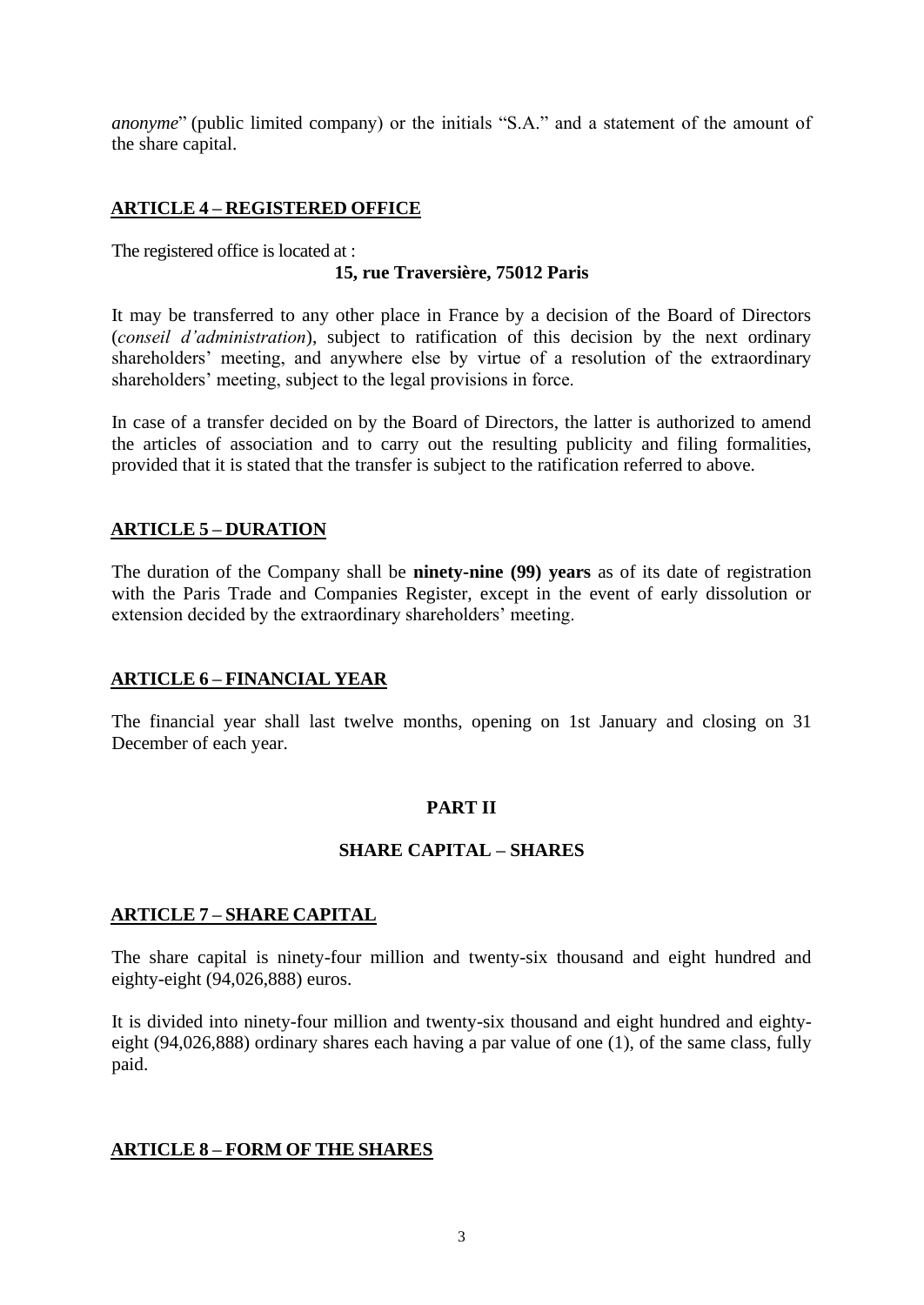*anonyme*" (public limited company) or the initials "S.A." and a statement of the amount of the share capital.

## ARTICLE 4 – REGISTERED OFFICE

The registered office is located at :

**15, rue Traversière, 75012 Paris**

It may be transferred to any other place in France by a decision of the Board of Directors (*conseil d'administration*), subject to ratification of this decision by the next ordinary shareholders' meeting, and anywhere else by virtue of a resolution of the extraordinary shareholders' meeting, subject to the legal provisions in force.

In case of a transfer decided on by the Board of Directors, the latter is authorized to amend the articles of association and to carry out the resulting publicity and filing formalities, provided that it is stated that the transfer is subject to the ratification referred to above.

## ARTICLE 5 – DURATION

The duration of the Company shall be **ninety-nine (99) years** as of its date of registration with the Paris Trade and Companies Register, except in the event of early dissolution or extension decided by the extraordinary shareholders' meeting.

## ARTICLE 6 – FINANCIAL YEAR

The financial year shall last twelve months, opening on 1st January and closing on 31 December of each year.

# PART II

# SHARE CAPITAL – SHARES

## ARTICLE 7 – SHARE CAPITAL

The share capital is ninety-four million and twenty-six thousand and eight hundred and eighty-eight (94,026,888) euros.

It is divided into ninety-four million and twenty-six thousand and eight hundred and eighty-eight (94,026,888) ordinary shares each having a par value of one (1), of the same class, fully paid.

## ARTICLE 8 – FORM OF THE SHARES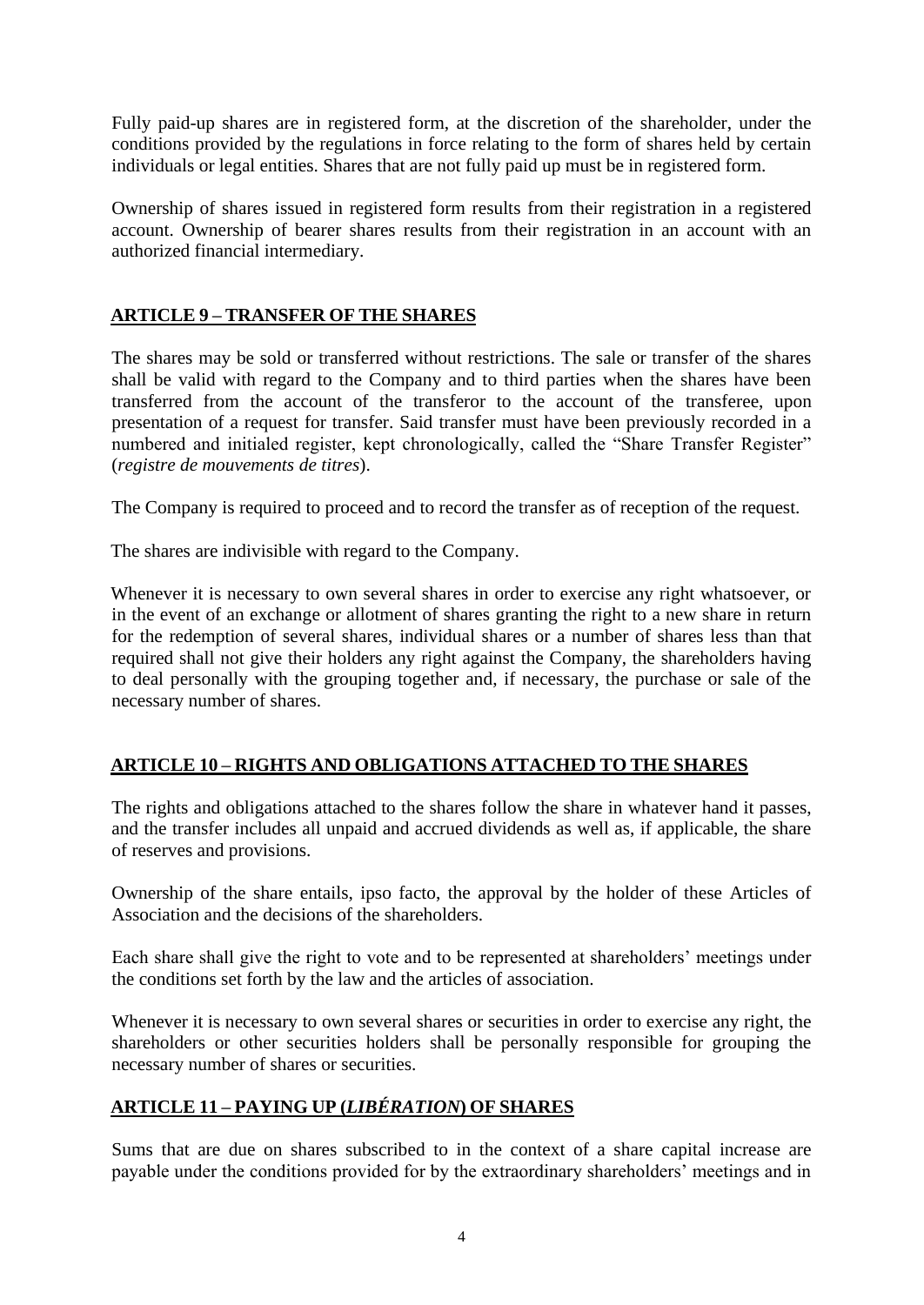Fully paid-up shares are in registered form, at the discretion of the shareholder, under the conditions provided by the regulations in force relating to the form of shares held by certain individuals or legal entities. Shares that are not fully paid up must be in registered form.

Ownership of shares issued in registered form results from their registration in a registered account. Ownership of bearer shares results from their registration in an account with an authorized financial intermediary.

## ARTICLE 9 – TRANSFER OF THE SHARES

The shares may be sold or transferred without restrictions. The sale or transfer of the shares shall be valid with regard to the Company and to third parties when the shares have been transferred from the account of the transferor to the account of the transferee, upon presentation of a request for transfer. Said transfer must have been previously recorded in a numbered and initialed register, kept chronologically, called the "Share Transfer Register" (*registre de mouvements de titres*).

The Company is required to proceed and to record the transfer as of reception of the request.

The shares are indivisible with regard to the Company.

Whenever it is necessary to own several shares in order to exercise any right whatsoever, or in the event of an exchange or allotment of shares granting the right to a new share in return for the redemption of several shares, individual shares or a number of shares less than that required shall not give their holders any right against the Company, the shareholders having to deal personally with the grouping together and, if necessary, the purchase or sale of the necessary number of shares.

## ARTICLE 10 – RIGHTS AND OBLIGATIONS ATTACHED TO THE SHARES

The rights and obligations attached to the shares follow the share in whatever hand it passes, and the transfer includes all unpaid and accrued dividends as well as, if applicable, the share of reserves and provisions.

Ownership of the share entails, ipso facto, the approval by the holder of these Articles of Association and the decisions of the shareholders.

Each share shall give the right to vote and to be represented at shareholders' meetings under the conditions set forth by the law and the articles of association.

Whenever it is necessary to own several shares or securities in order to exercise any right, the shareholders or other securities holders shall be personally responsible for grouping the necessary number of shares or securities.

## ARTICLE 11 – PAYING UP (*LIBÉRATION*) OF SHARES

Sums that are due on shares subscribed to in the context of a share capital increase are payable under the conditions provided for by the extraordinary shareholders' meetings and in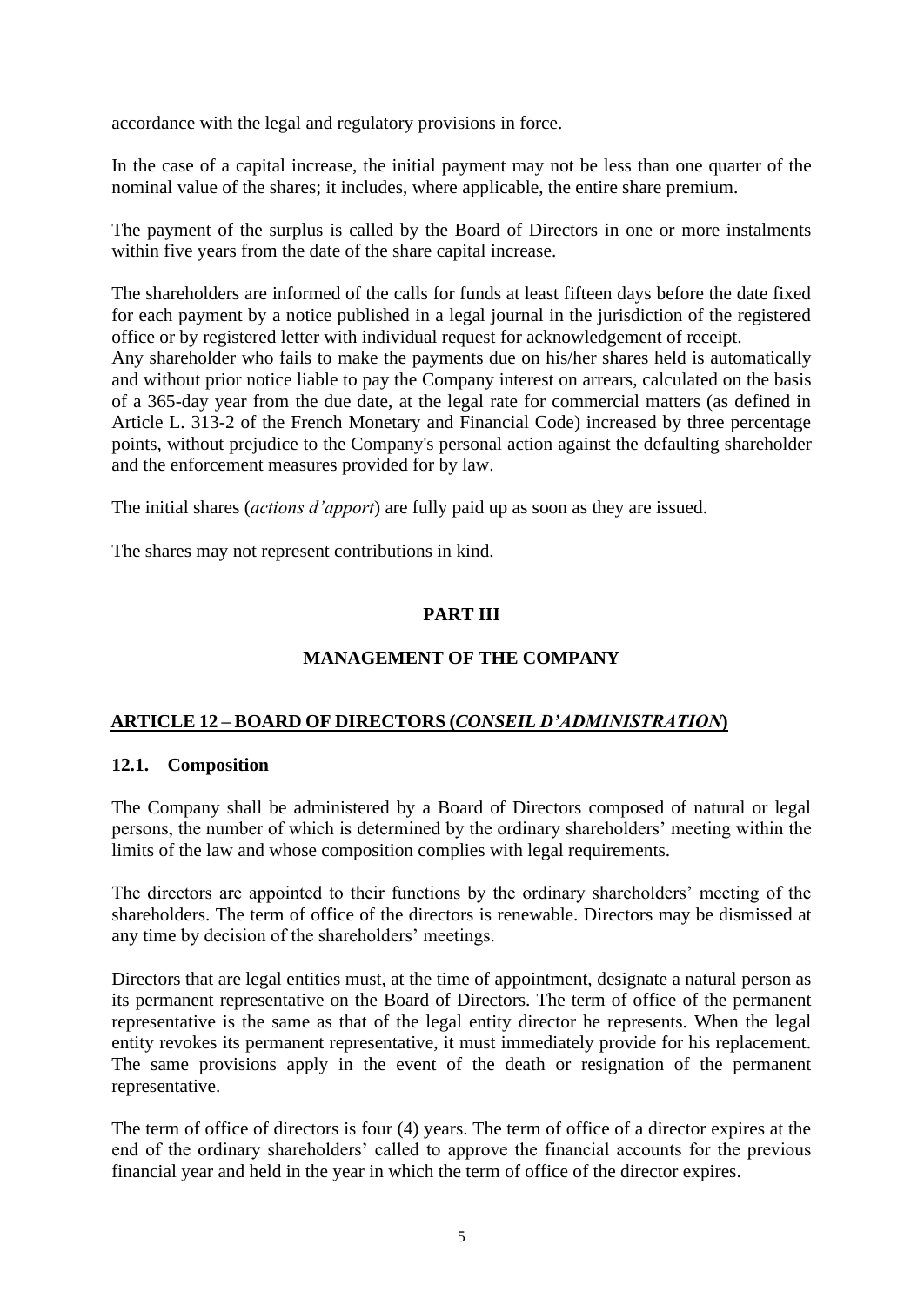accordance with the legal and regulatory provisions in force.

In the case of a capital increase, the initial payment may not be less than one quarter of the nominal value of the shares; it includes, where applicable, the entire share premium.

The payment of the surplus is called by the Board of Directors in one or more instalments within five years from the date of the share capital increase.

The shareholders are informed of the calls for funds at least fifteen days before the date fixed for each payment by a notice published in a legal journal in the jurisdiction of the registered office or by registered letter with individual request for acknowledgement of receipt.
Any shareholder who fails to make the payments due on his/her shares held is automatically and without prior notice liable to pay the Company interest on arrears, calculated on the basis of a 365-day year from the due date, at the legal rate for commercial matters (as defined in Article L. 313-2 of the French Monetary and Financial Code) increased by three percentage points, without prejudice to the Company's personal action against the defaulting shareholder and the enforcement measures provided for by law.

The initial shares (*actions d'apport*) are fully paid up as soon as they are issued.

The shares may not represent contributions in kind.

# PART III

# MANAGEMENT OF THE COMPANY

## ARTICLE 12 – BOARD OF DIRECTORS (*CONSEIL D'ADMINISTRATION*)

### 12.1. Composition

The Company shall be administered by a Board of Directors composed of natural or legal persons, the number of which is determined by the ordinary shareholders' meeting within the limits of the law and whose composition complies with legal requirements.

The directors are appointed to their functions by the ordinary shareholders' meeting of the shareholders. The term of office of the directors is renewable. Directors may be dismissed at any time by decision of the shareholders' meetings.

Directors that are legal entities must, at the time of appointment, designate a natural person as its permanent representative on the Board of Directors. The term of office of the permanent representative is the same as that of the legal entity director he represents. When the legal entity revokes its permanent representative, it must immediately provide for his replacement. The same provisions apply in the event of the death or resignation of the permanent representative.

The term of office of directors is four (4) years. The term of office of a director expires at the end of the ordinary shareholders' called to approve the financial accounts for the previous financial year and held in the year in which the term of office of the director expires.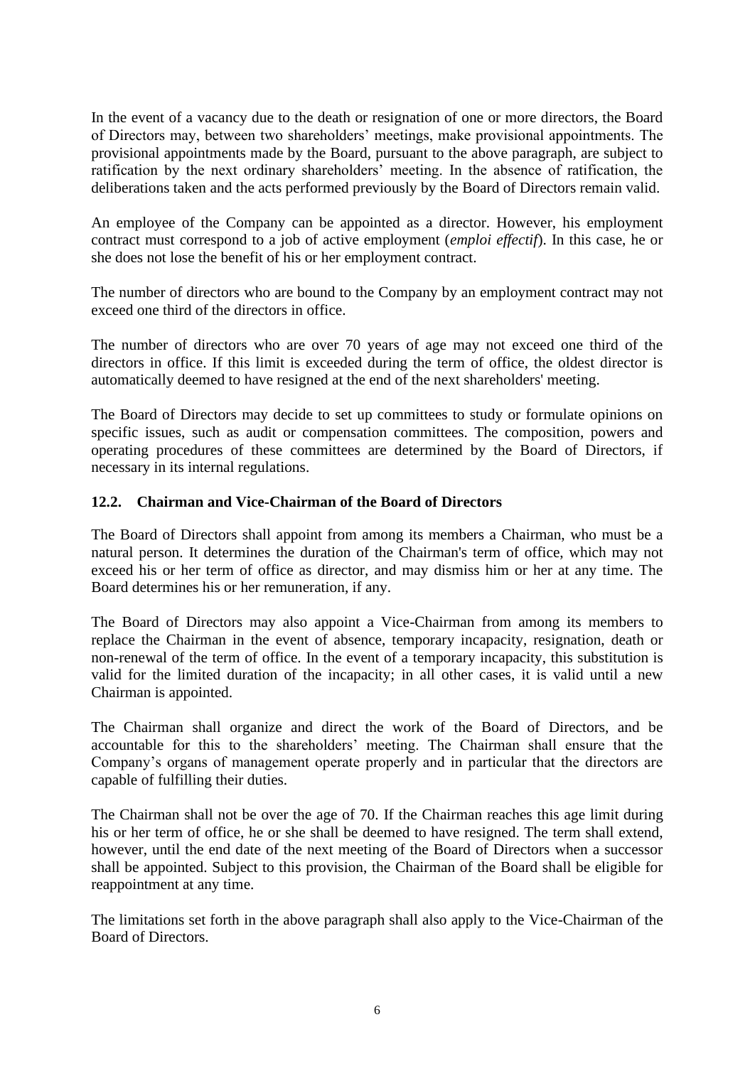In the event of a vacancy due to the death or resignation of one or more directors, the Board of Directors may, between two shareholders' meetings, make provisional appointments. The provisional appointments made by the Board, pursuant to the above paragraph, are subject to ratification by the next ordinary shareholders' meeting. In the absence of ratification, the deliberations taken and the acts performed previously by the Board of Directors remain valid.

An employee of the Company can be appointed as a director. However, his employment contract must correspond to a job of active employment (*emploi effectif*). In this case, he or she does not lose the benefit of his or her employment contract.

The number of directors who are bound to the Company by an employment contract may not exceed one third of the directors in office.

The number of directors who are over 70 years of age may not exceed one third of the directors in office. If this limit is exceeded during the term of office, the oldest director is automatically deemed to have resigned at the end of the next shareholders' meeting.

The Board of Directors may decide to set up committees to study or formulate opinions on specific issues, such as audit or compensation committees. The composition, powers and operating procedures of these committees are determined by the Board of Directors, if necessary in its internal regulations.

### 12.2. Chairman and Vice-Chairman of the Board of Directors

The Board of Directors shall appoint from among its members a Chairman, who must be a natural person. It determines the duration of the Chairman's term of office, which may not exceed his or her term of office as director, and may dismiss him or her at any time. The Board determines his or her remuneration, if any.

The Board of Directors may also appoint a Vice-Chairman from among its members to replace the Chairman in the event of absence, temporary incapacity, resignation, death or non-renewal of the term of office. In the event of a temporary incapacity, this substitution is valid for the limited duration of the incapacity; in all other cases, it is valid until a new Chairman is appointed.

The Chairman shall organize and direct the work of the Board of Directors, and be accountable for this to the shareholders' meeting. The Chairman shall ensure that the Company's organs of management operate properly and in particular that the directors are capable of fulfilling their duties.

The Chairman shall not be over the age of 70. If the Chairman reaches this age limit during his or her term of office, he or she shall be deemed to have resigned. The term shall extend, however, until the end date of the next meeting of the Board of Directors when a successor shall be appointed. Subject to this provision, the Chairman of the Board shall be eligible for reappointment at any time.

The limitations set forth in the above paragraph shall also apply to the Vice-Chairman of the Board of Directors.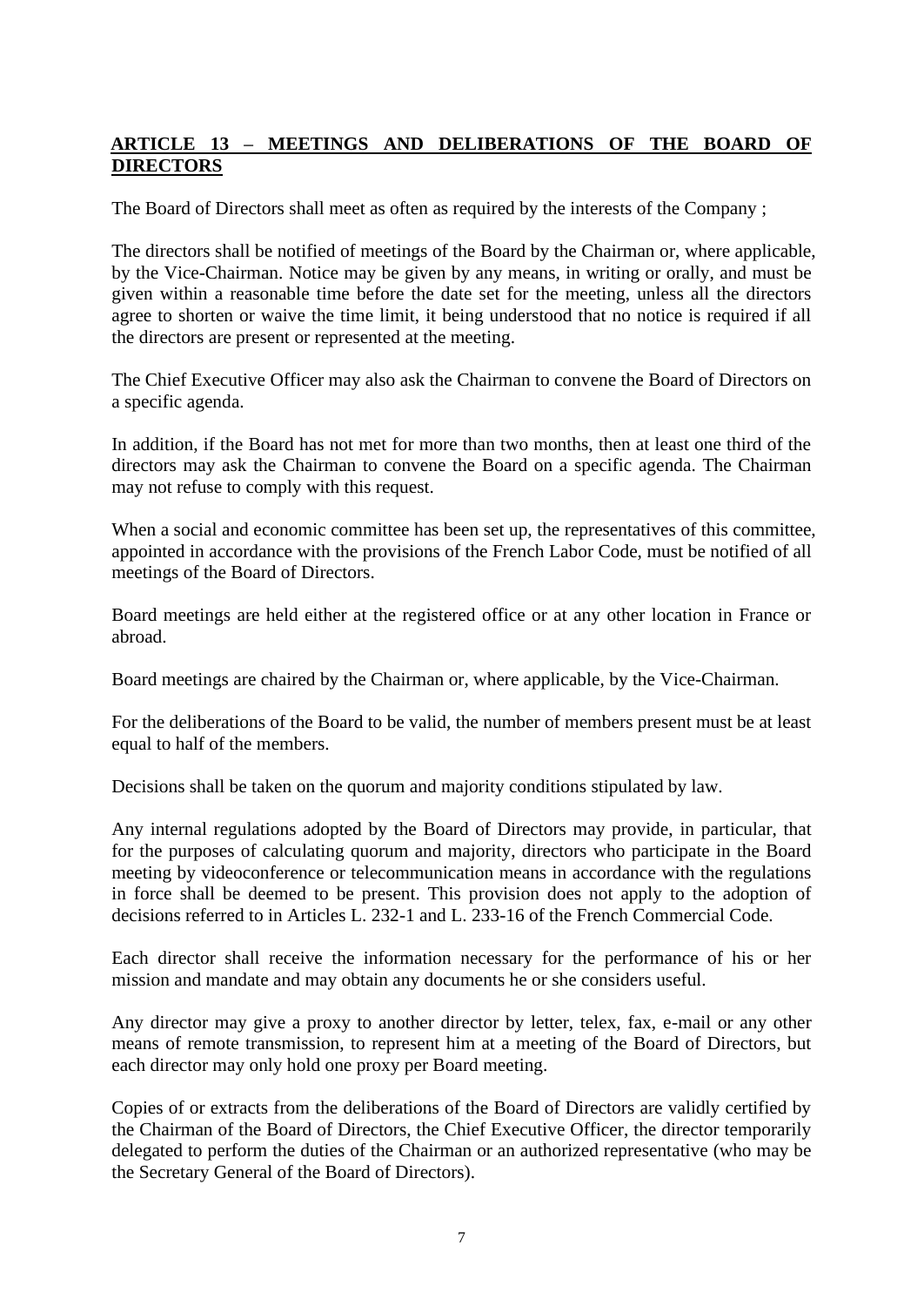## **ARTICLE 13 – MEETINGS AND DELIBERATIONS OF THE BOARD OF DIRECTORS**

The Board of Directors shall meet as often as required by the interests of the Company ;

The directors shall be notified of meetings of the Board by the Chairman or, where applicable, by the Vice-Chairman. Notice may be given by any means, in writing or orally, and must be given within a reasonable time before the date set for the meeting, unless all the directors agree to shorten or waive the time limit, it being understood that no notice is required if all the directors are present or represented at the meeting.

The Chief Executive Officer may also ask the Chairman to convene the Board of Directors on a specific agenda.

In addition, if the Board has not met for more than two months, then at least one third of the directors may ask the Chairman to convene the Board on a specific agenda. The Chairman may not refuse to comply with this request.

When a social and economic committee has been set up, the representatives of this committee, appointed in accordance with the provisions of the French Labor Code, must be notified of all meetings of the Board of Directors.

Board meetings are held either at the registered office or at any other location in France or abroad.

Board meetings are chaired by the Chairman or, where applicable, by the Vice-Chairman.

For the deliberations of the Board to be valid, the number of members present must be at least equal to half of the members.

Decisions shall be taken on the quorum and majority conditions stipulated by law.

Any internal regulations adopted by the Board of Directors may provide, in particular, that for the purposes of calculating quorum and majority, directors who participate in the Board meeting by videoconference or telecommunication means in accordance with the regulations in force shall be deemed to be present. This provision does not apply to the adoption of decisions referred to in Articles L. 232-1 and L. 233-16 of the French Commercial Code.

Each director shall receive the information necessary for the performance of his or her mission and mandate and may obtain any documents he or she considers useful.

Any director may give a proxy to another director by letter, telex, fax, e-mail or any other means of remote transmission, to represent him at a meeting of the Board of Directors, but each director may only hold one proxy per Board meeting.

Copies of or extracts from the deliberations of the Board of Directors are validly certified by the Chairman of the Board of Directors, the Chief Executive Officer, the director temporarily delegated to perform the duties of the Chairman or an authorized representative (who may be the Secretary General of the Board of Directors).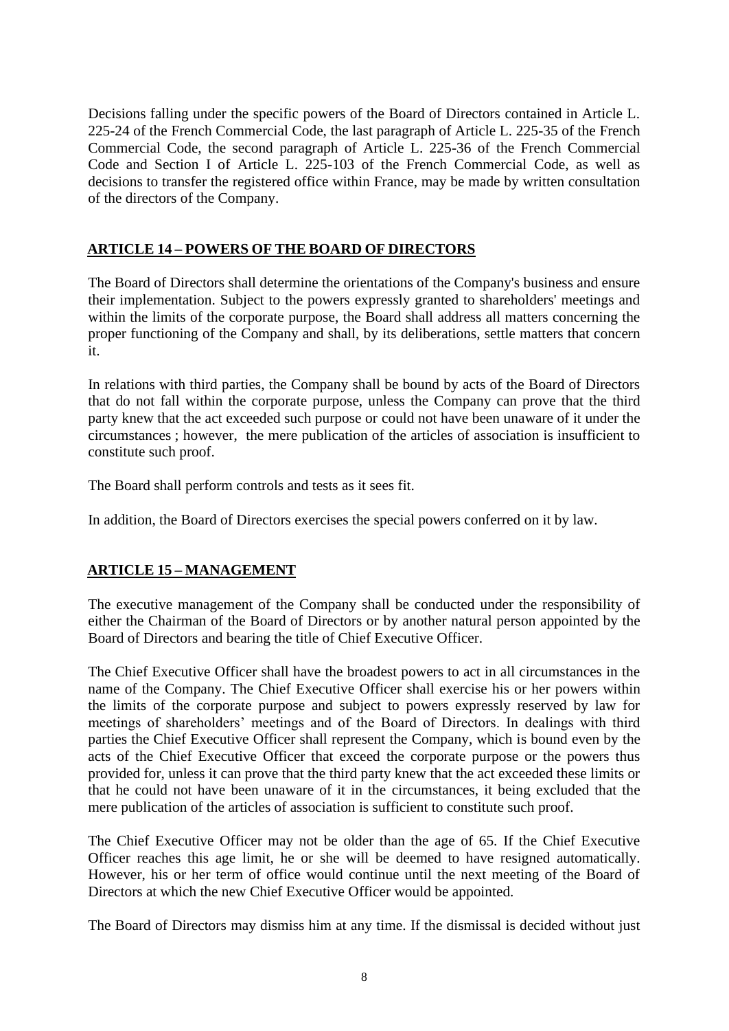Decisions falling under the specific powers of the Board of Directors contained in Article L. 225-24 of the French Commercial Code, the last paragraph of Article L. 225-35 of the French Commercial Code, the second paragraph of Article L. 225-36 of the French Commercial Code and Section I of Article L. 225-103 of the French Commercial Code, as well as decisions to transfer the registered office within France, may be made by written consultation of the directors of the Company.

## ARTICLE 14 – POWERS OF THE BOARD OF DIRECTORS

The Board of Directors shall determine the orientations of the Company's business and ensure their implementation. Subject to the powers expressly granted to shareholders' meetings and within the limits of the corporate purpose, the Board shall address all matters concerning the proper functioning of the Company and shall, by its deliberations, settle matters that concern it.

In relations with third parties, the Company shall be bound by acts of the Board of Directors that do not fall within the corporate purpose, unless the Company can prove that the third party knew that the act exceeded such purpose or could not have been unaware of it under the circumstances ; however, the mere publication of the articles of association is insufficient to constitute such proof.

The Board shall perform controls and tests as it sees fit.

In addition, the Board of Directors exercises the special powers conferred on it by law.

## ARTICLE 15 – MANAGEMENT

The executive management of the Company shall be conducted under the responsibility of either the Chairman of the Board of Directors or by another natural person appointed by the Board of Directors and bearing the title of Chief Executive Officer.

The Chief Executive Officer shall have the broadest powers to act in all circumstances in the name of the Company. The Chief Executive Officer shall exercise his or her powers within the limits of the corporate purpose and subject to powers expressly reserved by law for meetings of shareholders' meetings and of the Board of Directors. In dealings with third parties the Chief Executive Officer shall represent the Company, which is bound even by the acts of the Chief Executive Officer that exceed the corporate purpose or the powers thus provided for, unless it can prove that the third party knew that the act exceeded these limits or that he could not have been unaware of it in the circumstances, it being excluded that the mere publication of the articles of association is sufficient to constitute such proof.

The Chief Executive Officer may not be older than the age of 65. If the Chief Executive Officer reaches this age limit, he or she will be deemed to have resigned automatically. However, his or her term of office would continue until the next meeting of the Board of Directors at which the new Chief Executive Officer would be appointed.

The Board of Directors may dismiss him at any time. If the dismissal is decided without just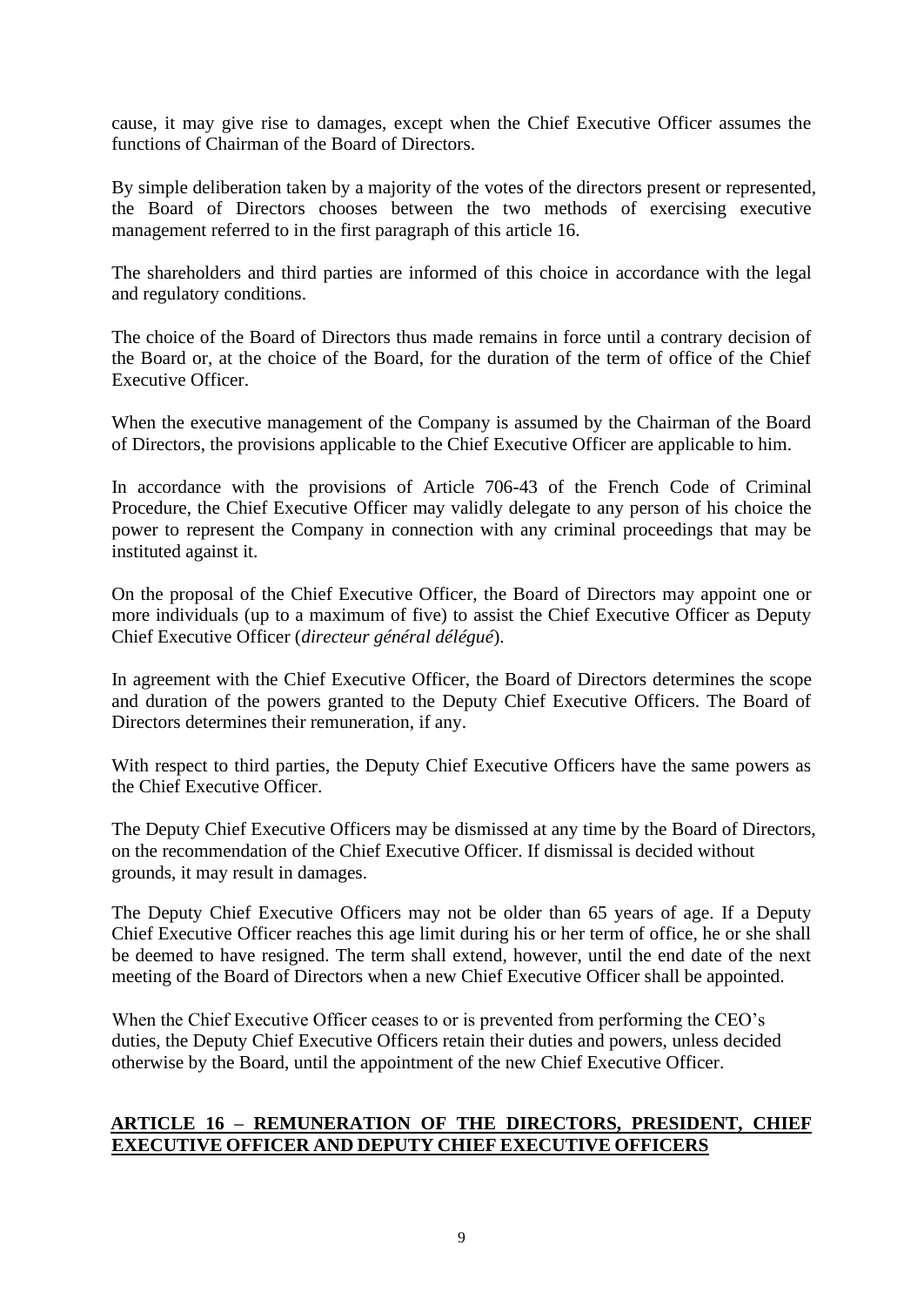cause, it may give rise to damages, except when the Chief Executive Officer assumes the functions of Chairman of the Board of Directors.

By simple deliberation taken by a majority of the votes of the directors present or represented, the Board of Directors chooses between the two methods of exercising executive management referred to in the first paragraph of this article 16.

The shareholders and third parties are informed of this choice in accordance with the legal and regulatory conditions.

The choice of the Board of Directors thus made remains in force until a contrary decision of the Board or, at the choice of the Board, for the duration of the term of office of the Chief Executive Officer.

When the executive management of the Company is assumed by the Chairman of the Board of Directors, the provisions applicable to the Chief Executive Officer are applicable to him.

In accordance with the provisions of Article 706-43 of the French Code of Criminal Procedure, the Chief Executive Officer may validly delegate to any person of his choice the power to represent the Company in connection with any criminal proceedings that may be instituted against it.

On the proposal of the Chief Executive Officer, the Board of Directors may appoint one or more individuals (up to a maximum of five) to assist the Chief Executive Officer as Deputy Chief Executive Officer (*directeur général délégué*).

In agreement with the Chief Executive Officer, the Board of Directors determines the scope and duration of the powers granted to the Deputy Chief Executive Officers. The Board of Directors determines their remuneration, if any.

With respect to third parties, the Deputy Chief Executive Officers have the same powers as the Chief Executive Officer.

The Deputy Chief Executive Officers may be dismissed at any time by the Board of Directors, on the recommendation of the Chief Executive Officer. If dismissal is decided without grounds, it may result in damages.

The Deputy Chief Executive Officers may not be older than 65 years of age. If a Deputy Chief Executive Officer reaches this age limit during his or her term of office, he or she shall be deemed to have resigned. The term shall extend, however, until the end date of the next meeting of the Board of Directors when a new Chief Executive Officer shall be appointed.

When the Chief Executive Officer ceases to or is prevented from performing the CEO's duties, the Deputy Chief Executive Officers retain their duties and powers, unless decided otherwise by the Board, until the appointment of the new Chief Executive Officer.

## ARTICLE 16 – REMUNERATION OF THE DIRECTORS, PRESIDENT, CHIEF EXECUTIVE OFFICER AND DEPUTY CHIEF EXECUTIVE OFFICERS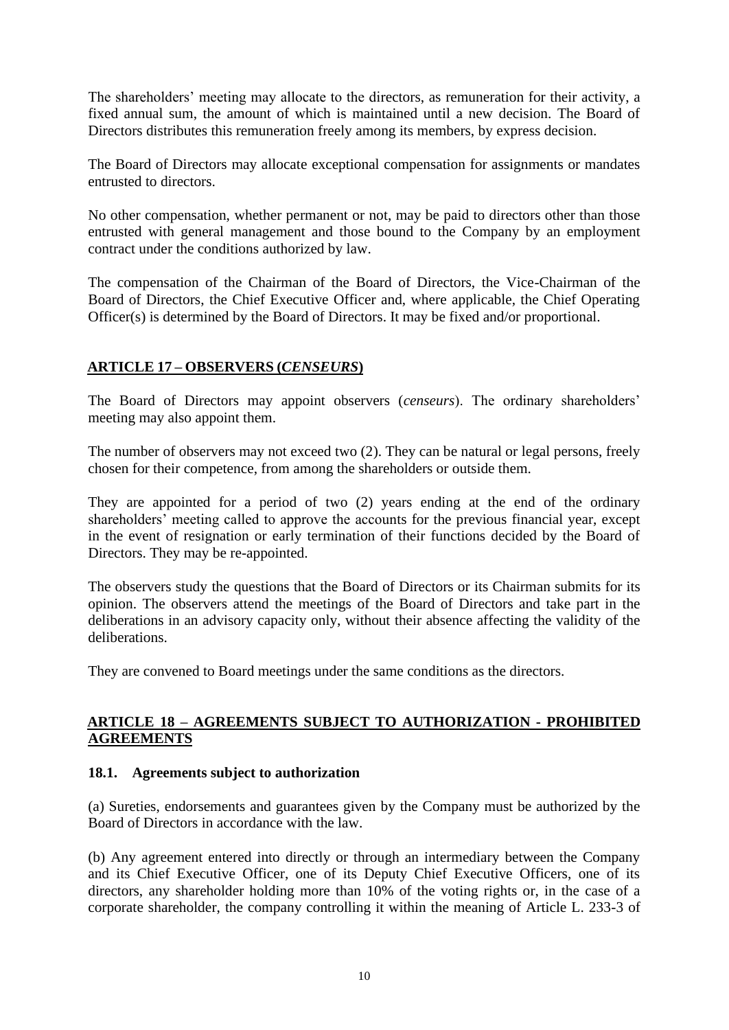The shareholders' meeting may allocate to the directors, as remuneration for their activity, a fixed annual sum, the amount of which is maintained until a new decision. The Board of Directors distributes this remuneration freely among its members, by express decision.

The Board of Directors may allocate exceptional compensation for assignments or mandates entrusted to directors.

No other compensation, whether permanent or not, may be paid to directors other than those entrusted with general management and those bound to the Company by an employment contract under the conditions authorized by law.

The compensation of the Chairman of the Board of Directors, the Vice-Chairman of the Board of Directors, the Chief Executive Officer and, where applicable, the Chief Operating Officer(s) is determined by the Board of Directors. It may be fixed and/or proportional.

## ARTICLE 17 – OBSERVERS (*CENSEURS*)

The Board of Directors may appoint observers (*censeurs*). The ordinary shareholders' meeting may also appoint them.

The number of observers may not exceed two (2). They can be natural or legal persons, freely chosen for their competence, from among the shareholders or outside them.

They are appointed for a period of two (2) years ending at the end of the ordinary shareholders' meeting called to approve the accounts for the previous financial year, except in the event of resignation or early termination of their functions decided by the Board of Directors. They may be re-appointed.

The observers study the questions that the Board of Directors or its Chairman submits for its opinion. The observers attend the meetings of the Board of Directors and take part in the deliberations in an advisory capacity only, without their absence affecting the validity of the deliberations.

They are convened to Board meetings under the same conditions as the directors.

## ARTICLE 18 – AGREEMENTS SUBJECT TO AUTHORIZATION - PROHIBITED AGREEMENTS

### 18.1. Agreements subject to authorization

(a) Sureties, endorsements and guarantees given by the Company must be authorized by the Board of Directors in accordance with the law.

(b) Any agreement entered into directly or through an intermediary between the Company and its Chief Executive Officer, one of its Deputy Chief Executive Officers, one of its directors, any shareholder holding more than 10% of the voting rights or, in the case of a corporate shareholder, the company controlling it within the meaning of Article L. 233-3 of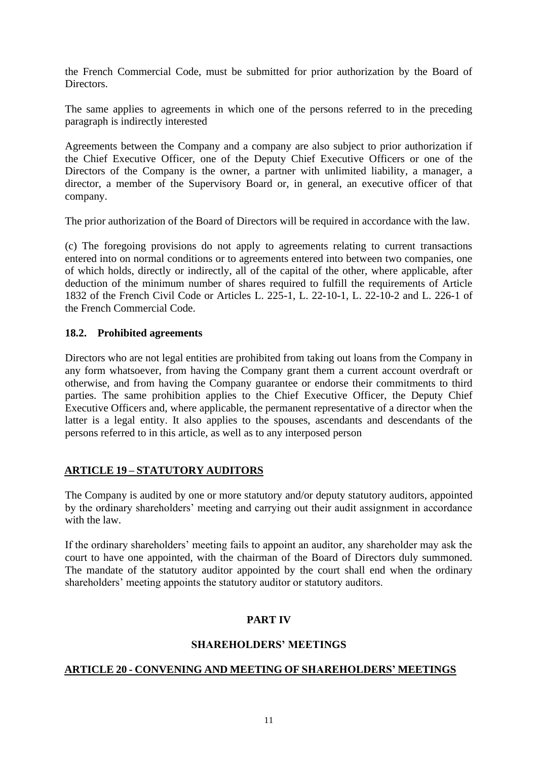the French Commercial Code, must be submitted for prior authorization by the Board of Directors.

The same applies to agreements in which one of the persons referred to in the preceding paragraph is indirectly interested

Agreements between the Company and a company are also subject to prior authorization if the Chief Executive Officer, one of the Deputy Chief Executive Officers or one of the Directors of the Company is the owner, a partner with unlimited liability, a manager, a director, a member of the Supervisory Board or, in general, an executive officer of that company.

The prior authorization of the Board of Directors will be required in accordance with the law.

(c) The foregoing provisions do not apply to agreements relating to current transactions entered into on normal conditions or to agreements entered into between two companies, one of which holds, directly or indirectly, all of the capital of the other, where applicable, after deduction of the minimum number of shares required to fulfill the requirements of Article 1832 of the French Civil Code or Articles L. 225-1, L. 22-10-1, L. 22-10-2 and L. 226-1 of the French Commercial Code.

### 18.2. Prohibited agreements

Directors who are not legal entities are prohibited from taking out loans from the Company in any form whatsoever, from having the Company grant them a current account overdraft or otherwise, and from having the Company guarantee or endorse their commitments to third parties. The same prohibition applies to the Chief Executive Officer, the Deputy Chief Executive Officers and, where applicable, the permanent representative of a director when the latter is a legal entity. It also applies to the spouses, ascendants and descendants of the persons referred to in this article, as well as to any interposed person

## ARTICLE 19 – STATUTORY AUDITORS

The Company is audited by one or more statutory and/or deputy statutory auditors, appointed by the ordinary shareholders' meeting and carrying out their audit assignment in accordance with the law.

If the ordinary shareholders' meeting fails to appoint an auditor, any shareholder may ask the court to have one appointed, with the chairman of the Board of Directors duly summoned. The mandate of the statutory auditor appointed by the court shall end when the ordinary shareholders' meeting appoints the statutory auditor or statutory auditors.

# PART IV

# SHAREHOLDERS' MEETINGS

## ARTICLE 20 - CONVENING AND MEETING OF SHAREHOLDERS' MEETINGS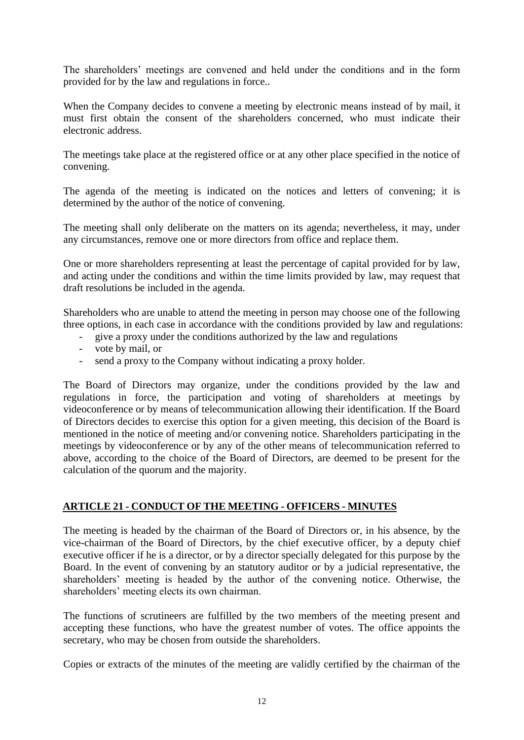The shareholders' meetings are convened and held under the conditions and in the form provided for by the law and regulations in force..

When the Company decides to convene a meeting by electronic means instead of by mail, it must first obtain the consent of the shareholders concerned, who must indicate their electronic address.

The meetings take place at the registered office or at any other place specified in the notice of convening.

The agenda of the meeting is indicated on the notices and letters of convening; it is determined by the author of the notice of convening.

The meeting shall only deliberate on the matters on its agenda; nevertheless, it may, under any circumstances, remove one or more directors from office and replace them.

One or more shareholders representing at least the percentage of capital provided for by law, and acting under the conditions and within the time limits provided by law, may request that draft resolutions be included in the agenda.

Shareholders who are unable to attend the meeting in person may choose one of the following three options, in each case in accordance with the conditions provided by law and regulations:

- give a proxy under the conditions authorized by the law and regulations
- vote by mail, or
- send a proxy to the Company without indicating a proxy holder.

The Board of Directors may organize, under the conditions provided by the law and regulations in force, the participation and voting of shareholders at meetings by videoconference or by means of telecommunication allowing their identification. If the Board of Directors decides to exercise this option for a given meeting, this decision of the Board is mentioned in the notice of meeting and/or convening notice. Shareholders participating in the meetings by videoconference or by any of the other means of telecommunication referred to above, according to the choice of the Board of Directors, are deemed to be present for the calculation of the quorum and the majority.

## ARTICLE 21 - CONDUCT OF THE MEETING - OFFICERS - MINUTES

The meeting is headed by the chairman of the Board of Directors or, in his absence, by the vice-chairman of the Board of Directors, by the chief executive officer, by a deputy chief executive officer if he is a director, or by a director specially delegated for this purpose by the Board. In the event of convening by an statutory auditor or by a judicial representative, the shareholders' meeting is headed by the author of the convening notice. Otherwise, the shareholders' meeting elects its own chairman.

The functions of scrutineers are fulfilled by the two members of the meeting present and accepting these functions, who have the greatest number of votes. The office appoints the secretary, who may be chosen from outside the shareholders.

Copies or extracts of the minutes of the meeting are validly certified by the chairman of the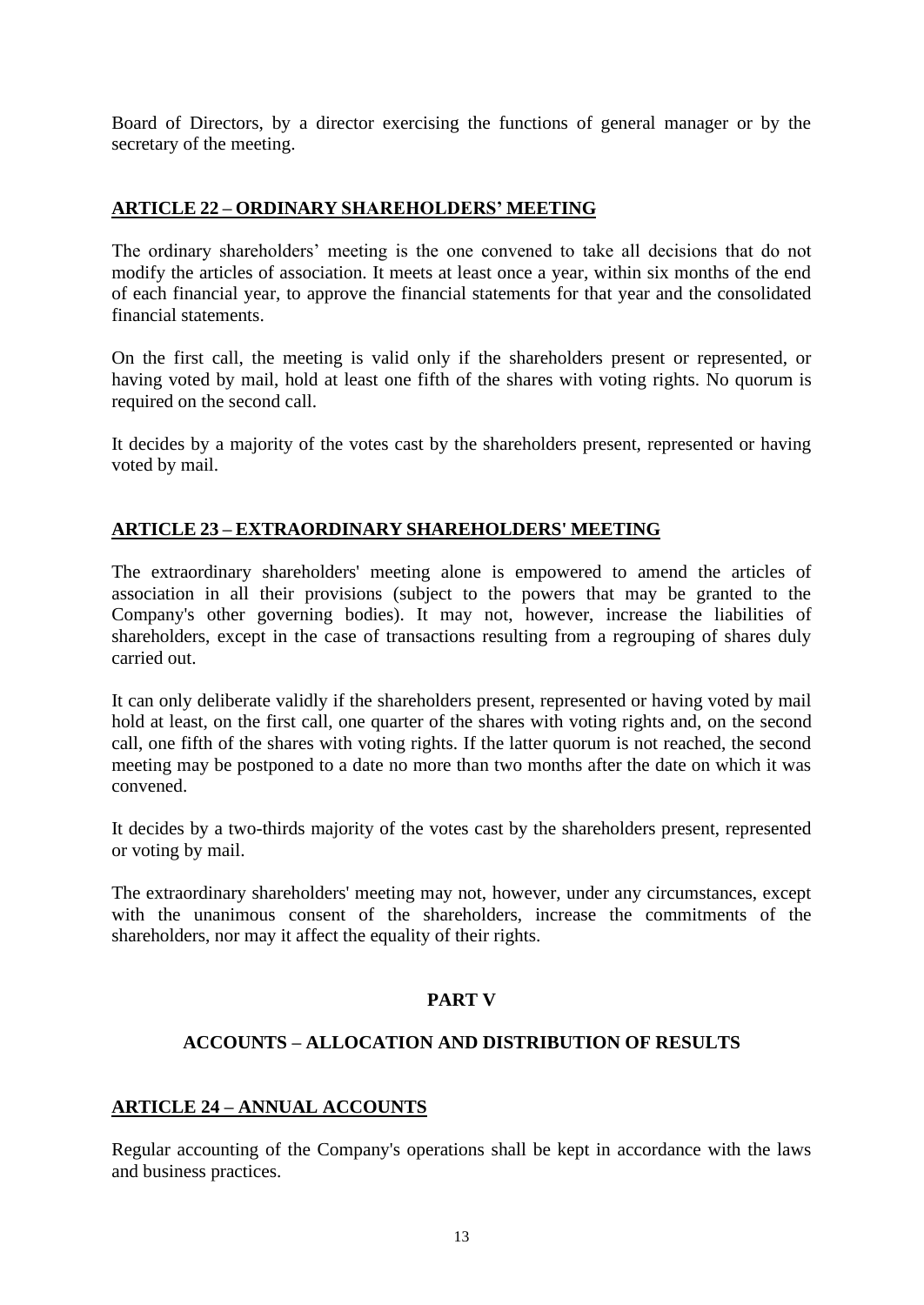Board of Directors, by a director exercising the functions of general manager or by the secretary of the meeting.

## ARTICLE 22 – ORDINARY SHAREHOLDERS' MEETING

The ordinary shareholders' meeting is the one convened to take all decisions that do not modify the articles of association. It meets at least once a year, within six months of the end of each financial year, to approve the financial statements for that year and the consolidated financial statements.

On the first call, the meeting is valid only if the shareholders present or represented, or having voted by mail, hold at least one fifth of the shares with voting rights. No quorum is required on the second call.

It decides by a majority of the votes cast by the shareholders present, represented or having voted by mail.

## ARTICLE 23 – EXTRAORDINARY SHAREHOLDERS' MEETING

The extraordinary shareholders' meeting alone is empowered to amend the articles of association in all their provisions (subject to the powers that may be granted to the Company's other governing bodies). It may not, however, increase the liabilities of shareholders, except in the case of transactions resulting from a regrouping of shares duly carried out.

It can only deliberate validly if the shareholders present, represented or having voted by mail hold at least, on the first call, one quarter of the shares with voting rights and, on the second call, one fifth of the shares with voting rights. If the latter quorum is not reached, the second meeting may be postponed to a date no more than two months after the date on which it was convened.

It decides by a two-thirds majority of the votes cast by the shareholders present, represented or voting by mail.

The extraordinary shareholders' meeting may not, however, under any circumstances, except with the unanimous consent of the shareholders, increase the commitments of the shareholders, nor may it affect the equality of their rights.

# PART V

# ACCOUNTS – ALLOCATION AND DISTRIBUTION OF RESULTS

## ARTICLE 24 – ANNUAL ACCOUNTS

Regular accounting of the Company's operations shall be kept in accordance with the laws and business practices.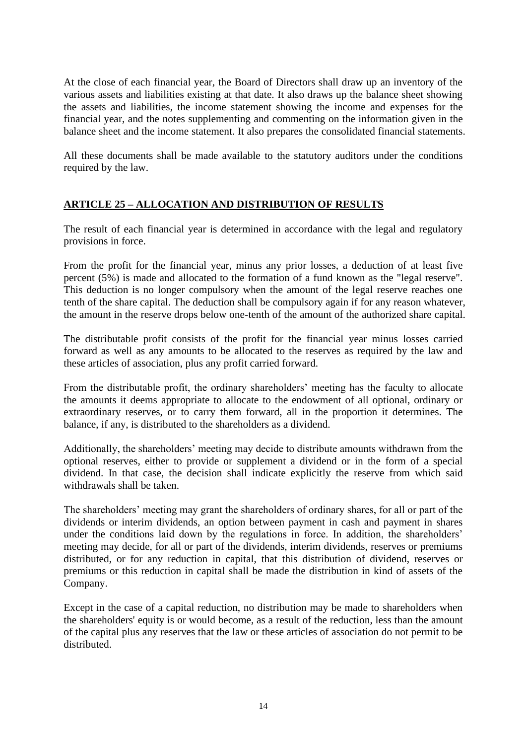At the close of each financial year, the Board of Directors shall draw up an inventory of the various assets and liabilities existing at that date. It also draws up the balance sheet showing the assets and liabilities, the income statement showing the income and expenses for the financial year, and the notes supplementing and commenting on the information given in the balance sheet and the income statement. It also prepares the consolidated financial statements.

All these documents shall be made available to the statutory auditors under the conditions required by the law.

## **ARTICLE 25 – ALLOCATION AND DISTRIBUTION OF RESULTS**

The result of each financial year is determined in accordance with the legal and regulatory provisions in force.

From the profit for the financial year, minus any prior losses, a deduction of at least five percent (5%) is made and allocated to the formation of a fund known as the "legal reserve". This deduction is no longer compulsory when the amount of the legal reserve reaches one tenth of the share capital. The deduction shall be compulsory again if for any reason whatever, the amount in the reserve drops below one-tenth of the amount of the authorized share capital.

The distributable profit consists of the profit for the financial year minus losses carried forward as well as any amounts to be allocated to the reserves as required by the law and these articles of association, plus any profit carried forward.

From the distributable profit, the ordinary shareholders' meeting has the faculty to allocate the amounts it deems appropriate to allocate to the endowment of all optional, ordinary or extraordinary reserves, or to carry them forward, all in the proportion it determines. The balance, if any, is distributed to the shareholders as a dividend.

Additionally, the shareholders' meeting may decide to distribute amounts withdrawn from the optional reserves, either to provide or supplement a dividend or in the form of a special dividend. In that case, the decision shall indicate explicitly the reserve from which said withdrawals shall be taken.

The shareholders' meeting may grant the shareholders of ordinary shares, for all or part of the dividends or interim dividends, an option between payment in cash and payment in shares under the conditions laid down by the regulations in force. In addition, the shareholders' meeting may decide, for all or part of the dividends, interim dividends, reserves or premiums distributed, or for any reduction in capital, that this distribution of dividend, reserves or premiums or this reduction in capital shall be made the distribution in kind of assets of the Company.

Except in the case of a capital reduction, no distribution may be made to shareholders when the shareholders' equity is or would become, as a result of the reduction, less than the amount of the capital plus any reserves that the law or these articles of association do not permit to be distributed.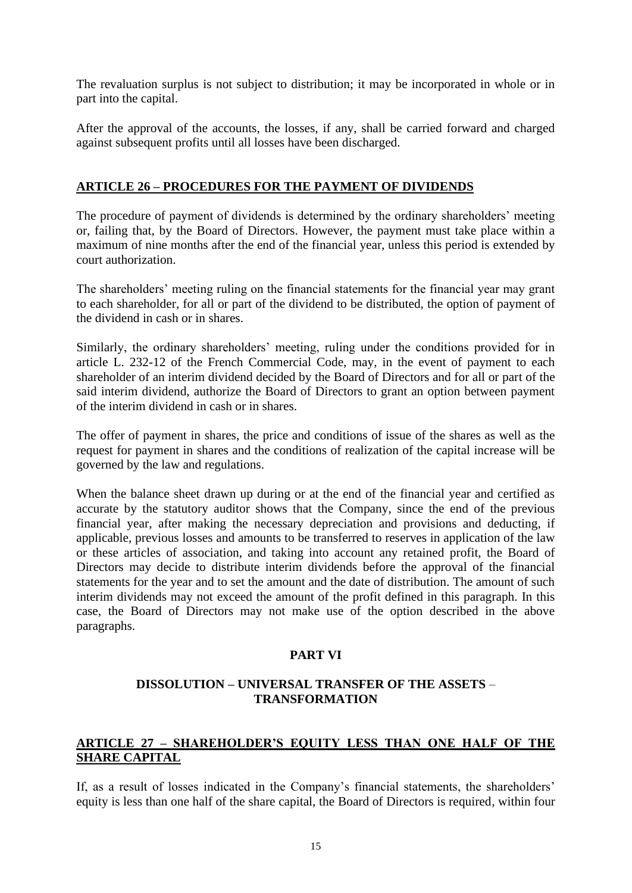The revaluation surplus is not subject to distribution; it may be incorporated in whole or in part into the capital.

After the approval of the accounts, the losses, if any, shall be carried forward and charged against subsequent profits until all losses have been discharged.

## ARTICLE 26 – PROCEDURES FOR THE PAYMENT OF DIVIDENDS

The procedure of payment of dividends is determined by the ordinary shareholders' meeting or, failing that, by the Board of Directors. However, the payment must take place within a maximum of nine months after the end of the financial year, unless this period is extended by court authorization.

The shareholders' meeting ruling on the financial statements for the financial year may grant to each shareholder, for all or part of the dividend to be distributed, the option of payment of the dividend in cash or in shares.

Similarly, the ordinary shareholders' meeting, ruling under the conditions provided for in article L. 232-12 of the French Commercial Code, may, in the event of payment to each shareholder of an interim dividend decided by the Board of Directors and for all or part of the said interim dividend, authorize the Board of Directors to grant an option between payment of the interim dividend in cash or in shares.

The offer of payment in shares, the price and conditions of issue of the shares as well as the request for payment in shares and the conditions of realization of the capital increase will be governed by the law and regulations.

When the balance sheet drawn up during or at the end of the financial year and certified as accurate by the statutory auditor shows that the Company, since the end of the previous financial year, after making the necessary depreciation and provisions and deducting, if applicable, previous losses and amounts to be transferred to reserves in application of the law or these articles of association, and taking into account any retained profit, the Board of Directors may decide to distribute interim dividends before the approval of the financial statements for the year and to set the amount and the date of distribution. The amount of such interim dividends may not exceed the amount of the profit defined in this paragraph. In this case, the Board of Directors may not make use of the option described in the above paragraphs.

# PART VI

# DISSOLUTION – UNIVERSAL TRANSFER OF THE ASSETS – TRANSFORMATION

## ARTICLE 27 – SHAREHOLDER'S EQUITY LESS THAN ONE HALF OF THE SHARE CAPITAL

If, as a result of losses indicated in the Company's financial statements, the shareholders' equity is less than one half of the share capital, the Board of Directors is required, within four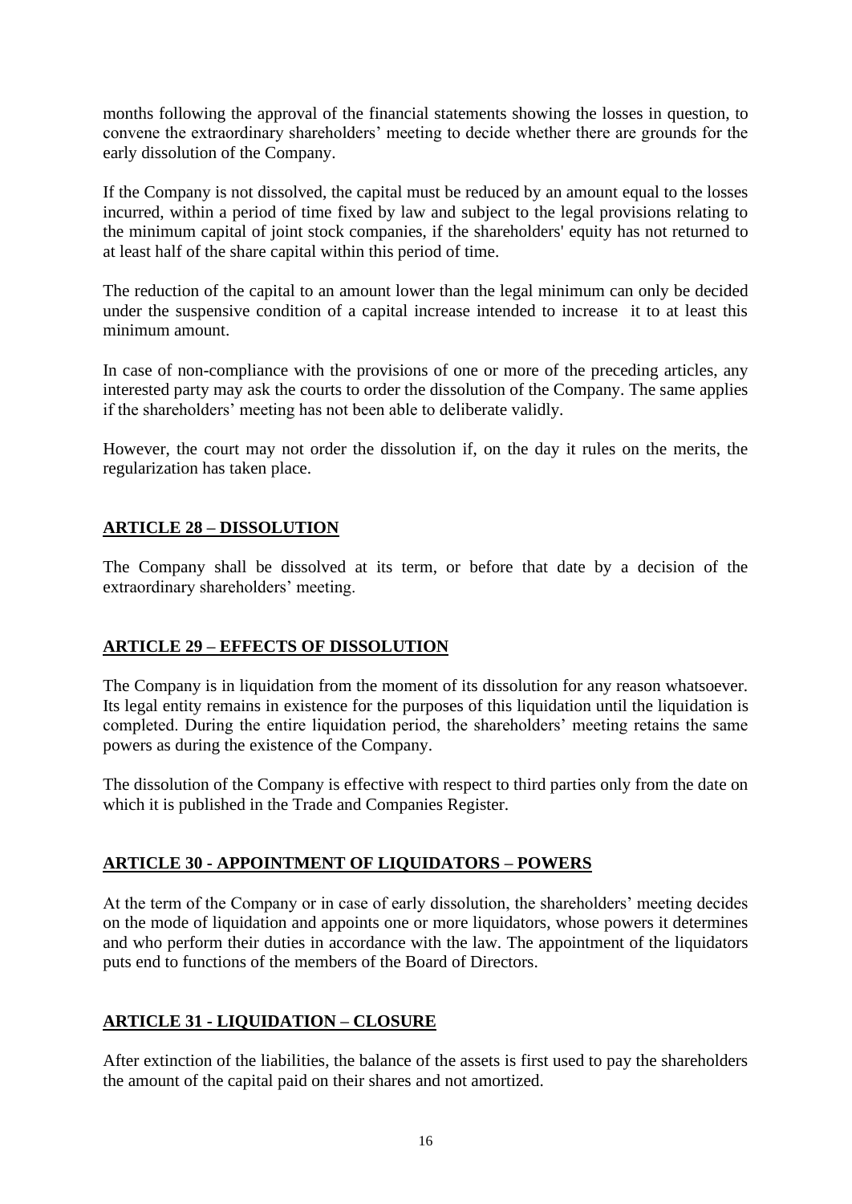months following the approval of the financial statements showing the losses in question, to convene the extraordinary shareholders' meeting to decide whether there are grounds for the early dissolution of the Company.

If the Company is not dissolved, the capital must be reduced by an amount equal to the losses incurred, within a period of time fixed by law and subject to the legal provisions relating to the minimum capital of joint stock companies, if the shareholders' equity has not returned to at least half of the share capital within this period of time.

The reduction of the capital to an amount lower than the legal minimum can only be decided under the suspensive condition of a capital increase intended to increase it to at least this minimum amount.

In case of non-compliance with the provisions of one or more of the preceding articles, any interested party may ask the courts to order the dissolution of the Company. The same applies if the shareholders' meeting has not been able to deliberate validly.

However, the court may not order the dissolution if, on the day it rules on the merits, the regularization has taken place.

## ARTICLE 28 – DISSOLUTION

The Company shall be dissolved at its term, or before that date by a decision of the extraordinary shareholders' meeting.

## ARTICLE 29 – EFFECTS OF DISSOLUTION

The Company is in liquidation from the moment of its dissolution for any reason whatsoever. Its legal entity remains in existence for the purposes of this liquidation until the liquidation is completed. During the entire liquidation period, the shareholders' meeting retains the same powers as during the existence of the Company.

The dissolution of the Company is effective with respect to third parties only from the date on which it is published in the Trade and Companies Register.

## ARTICLE 30 - APPOINTMENT OF LIQUIDATORS – POWERS

At the term of the Company or in case of early dissolution, the shareholders' meeting decides on the mode of liquidation and appoints one or more liquidators, whose powers it determines and who perform their duties in accordance with the law. The appointment of the liquidators puts end to functions of the members of the Board of Directors.

## ARTICLE 31 - LIQUIDATION – CLOSURE

After extinction of the liabilities, the balance of the assets is first used to pay the shareholders the amount of the capital paid on their shares and not amortized.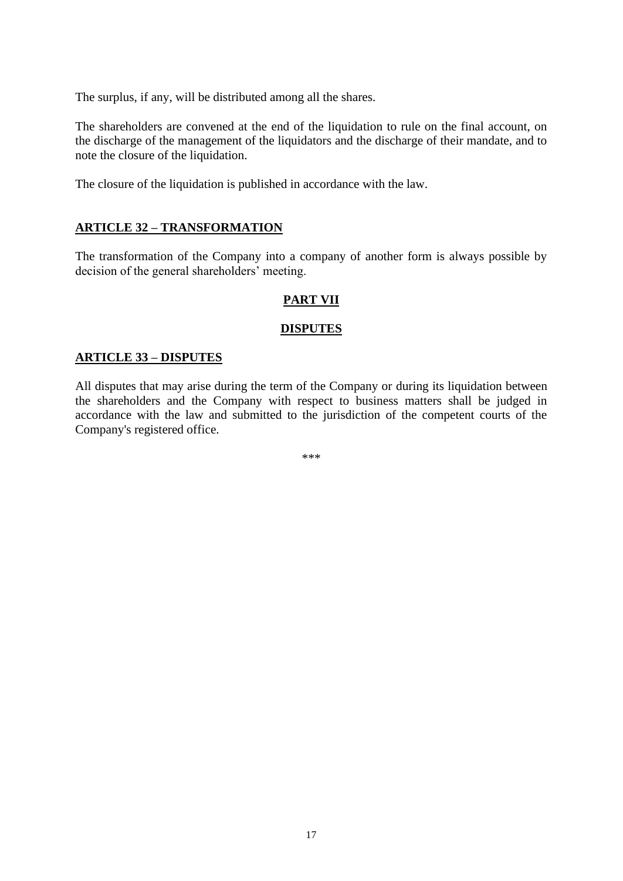The surplus, if any, will be distributed among all the shares.

The shareholders are convened at the end of the liquidation to rule on the final account, on the discharge of the management of the liquidators and the discharge of their mandate, and to note the closure of the liquidation.

The closure of the liquidation is published in accordance with the law.

## ARTICLE 32 – TRANSFORMATION

The transformation of the Company into a company of another form is always possible by decision of the general shareholders' meeting.

# PART VII

# DISPUTES

## ARTICLE 33 – DISPUTES

All disputes that may arise during the term of the Company or during its liquidation between the shareholders and the Company with respect to business matters shall be judged in accordance with the law and submitted to the jurisdiction of the competent courts of the Company's registered office.

***